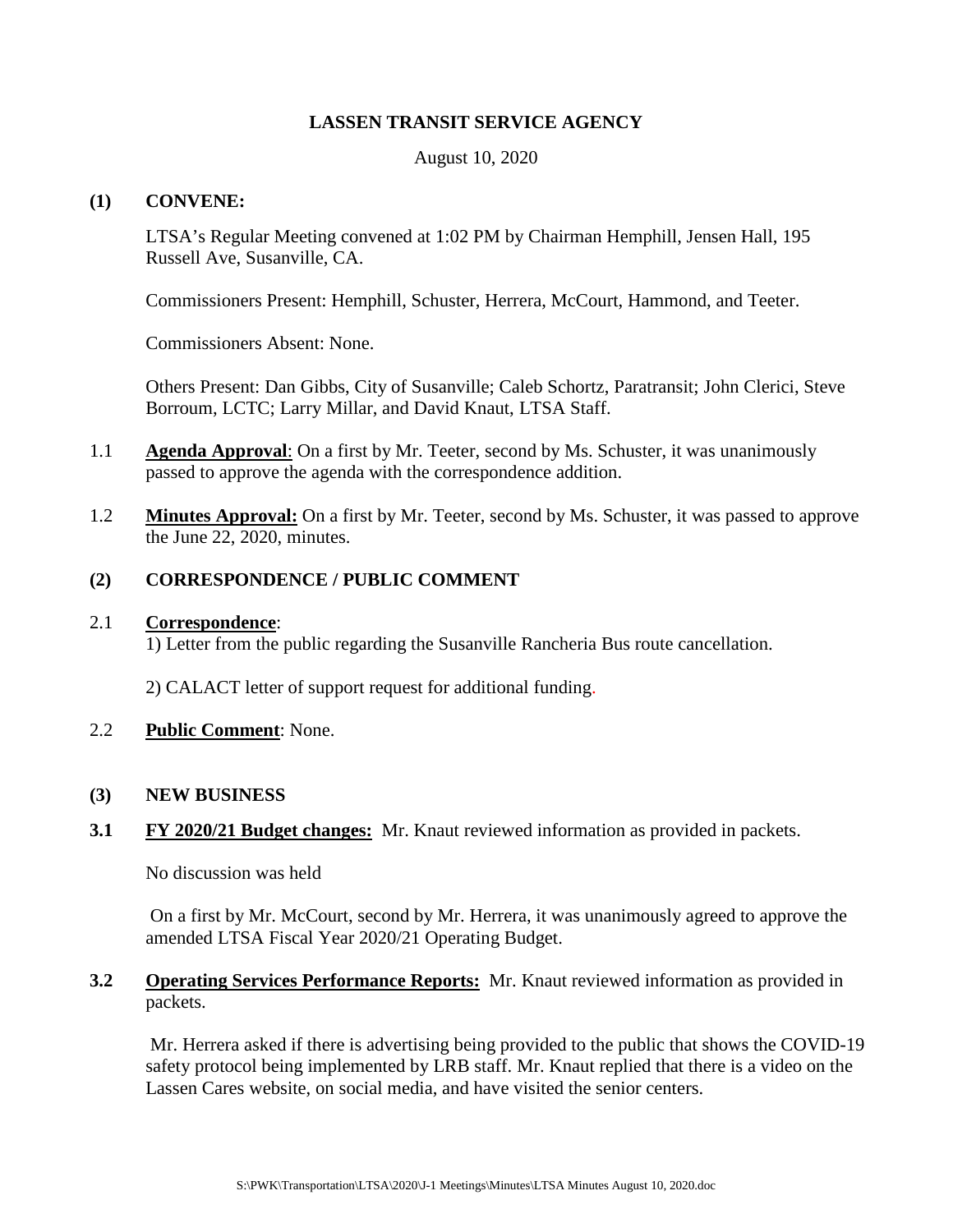## LASSEN TRANSIT SERVICE AGENCY

August 10, 2020

**(1) CONVENE:**

LTSA's Regular Meeting convened at 1:02 PM by Chairman Hemphill, Jensen Hall, 195 Russell Ave, Susanville, CA.

Commissioners Present: Hemphill, Schuster, Herrera, McCourt, Hammond, and Teeter.

Commissioners Absent: None.

Others Present: Dan Gibbs, City of Susanville; Caleb Schortz, Paratransit; John Clerici, Steve Borroum, LCTC; Larry Millar, and David Knaut, LTSA Staff.

1.1 **Agenda Approval**: On a first by Mr. Teeter, second by Ms. Schuster, it was unanimously passed to approve the agenda with the correspondence addition.

1.2 **Minutes Approval:** On a first by Mr. Teeter, second by Ms. Schuster, it was passed to approve the June 22, 2020, minutes.

**(2) CORRESPONDENCE / PUBLIC COMMENT**

2.1 **Correspondence**:
1) Letter from the public regarding the Susanville Rancheria Bus route cancellation.

2) CALACT letter of support request for additional funding.

2.2 **Public Comment**: None.

**(3) NEW BUSINESS**

**3.1 FY 2020/21 Budget changes:** Mr. Knaut reviewed information as provided in packets.

No discussion was held

On a first by Mr. McCourt, second by Mr. Herrera, it was unanimously agreed to approve the amended LTSA Fiscal Year 2020/21 Operating Budget.

**3.2 Operating Services Performance Reports:** Mr. Knaut reviewed information as provided in packets.

Mr. Herrera asked if there is advertising being provided to the public that shows the COVID-19 safety protocol being implemented by LRB staff. Mr. Knaut replied that there is a video on the Lassen Cares website, on social media, and have visited the senior centers.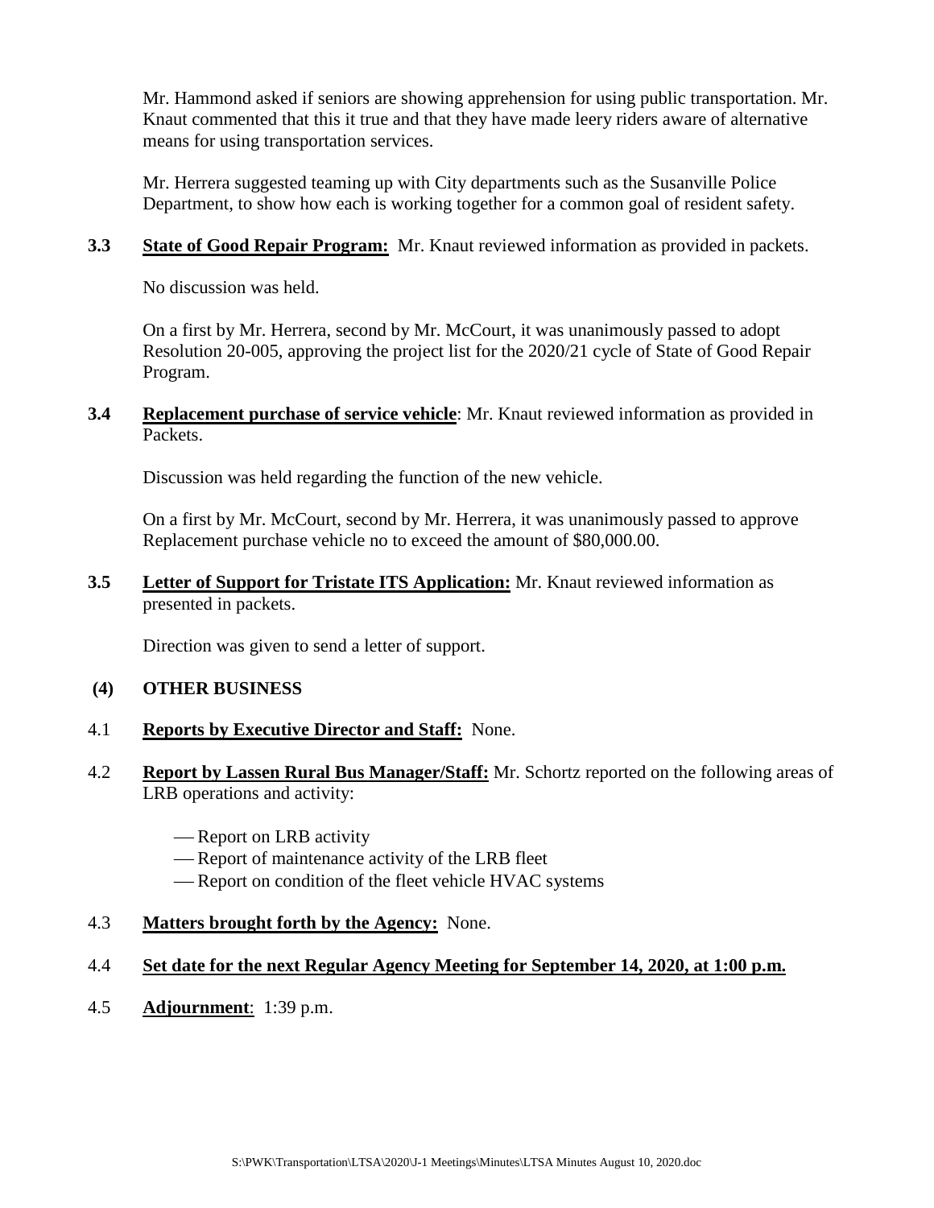Mr. Hammond asked if seniors are showing apprehension for using public transportation. Mr. Knaut commented that this it true and that they have made leery riders aware of alternative means for using transportation services.

Mr. Herrera suggested teaming up with City departments such as the Susanville Police Department, to show how each is working together for a common goal of resident safety.

**3.3** **State of Good Repair Program:** Mr. Knaut reviewed information as provided in packets.

No discussion was held.

On a first by Mr. Herrera, second by Mr. McCourt, it was unanimously passed to adopt Resolution 20-005, approving the project list for the 2020/21 cycle of State of Good Repair Program.

**3.4** **Replacement purchase of service vehicle**: Mr. Knaut reviewed information as provided in Packets.

Discussion was held regarding the function of the new vehicle.

On a first by Mr. McCourt, second by Mr. Herrera, it was unanimously passed to approve Replacement purchase vehicle no to exceed the amount of $80,000.00.

**3.5** **Letter of Support for Tristate ITS Application:** Mr. Knaut reviewed information as presented in packets.

Direction was given to send a letter of support.

**(4) OTHER BUSINESS**

4.1 **Reports by Executive Director and Staff:** None.

4.2 **Report by Lassen Rural Bus Manager/Staff:** Mr. Schortz reported on the following areas of LRB operations and activity:

- Report on LRB activity
- Report of maintenance activity of the LRB fleet
- Report on condition of the fleet vehicle HVAC systems

4.3 **Matters brought forth by the Agency:** None.

4.4 **Set date for the next Regular Agency Meeting for September 14, 2020, at 1:00 p.m.**

4.5 **Adjournment**: 1:39 p.m.

S:\PWK\Transportation\LTSA\2020\J-1 Meetings\Minutes\LTSA Minutes August 10, 2020.doc